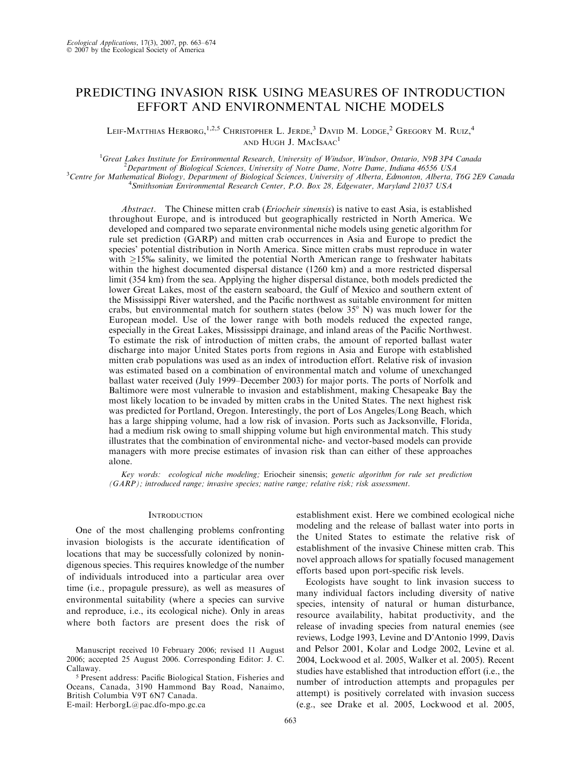# PREDICTING INVASION RISK USING MEASURES OF INTRODUCTION EFFORT AND ENVIRONMENTAL NICHE MODELS

Leif-Matthias Herborg,[1,2,5] Christopher L. Jerde,[3] David M. Lodge,[2] Gregory M. Ruiz,[4] and Hugh J. MacIsaac[1]

[1]Great Lakes Institute for Environmental Research, University of Windsor, Windsor, Ontario, N9B 3P4 Canada
[2]Department of Biological Sciences, University of Notre Dame, Notre Dame, Indiana 46556 USA
[3]Centre for Mathematical Biology, Department of Biological Sciences, University of Alberta, Edmonton, Alberta, T6G 2E9 Canada
[4]Smithsonian Environmental Research Center, P.O. Box 28, Edgewater, Maryland 21037 USA

*Abstract*. The Chinese mitten crab (*Eriocheir sinensis*) is native to east Asia, is established throughout Europe, and is introduced but geographically restricted in North America. We developed and compared two separate environmental niche models using genetic algorithm for rule set prediction (GARP) and mitten crab occurrences in Asia and Europe to predict the species' potential distribution in North America. Since mitten crabs must reproduce in water with ≥15‰ salinity, we limited the potential North American range to freshwater habitats within the highest documented dispersal distance (1260 km) and a more restricted dispersal limit (354 km) from the sea. Applying the higher dispersal distance, both models predicted the lower Great Lakes, most of the eastern seaboard, the Gulf of Mexico and southern extent of the Mississippi River watershed, and the Pacific northwest as suitable environment for mitten crabs, but environmental match for southern states (below 35° N) was much lower for the European model. Use of the lower range with both models reduced the expected range, especially in the Great Lakes, Mississippi drainage, and inland areas of the Pacific Northwest. To estimate the risk of introduction of mitten crabs, the amount of reported ballast water discharge into major United States ports from regions in Asia and Europe with established mitten crab populations was used as an index of introduction effort. Relative risk of invasion was estimated based on a combination of environmental match and volume of unexchanged ballast water received (July 1999–December 2003) for major ports. The ports of Norfolk and Baltimore were most vulnerable to invasion and establishment, making Chesapeake Bay the most likely location to be invaded by mitten crabs in the United States. The next highest risk was predicted for Portland, Oregon. Interestingly, the port of Los Angeles/Long Beach, which has a large shipping volume, had a low risk of invasion. Ports such as Jacksonville, Florida, had a medium risk owing to small shipping volume but high environmental match. This study illustrates that the combination of environmental niche- and vector-based models can provide managers with more precise estimates of invasion risk than can either of these approaches alone.

*Key words: ecological niche modeling;* Eriocheir sinensis*; genetic algorithm for rule set prediction (GARP); introduced range; invasive species; native range; relative risk; risk assessment.*

## Introduction

One of the most challenging problems confronting invasion biologists is the accurate identification of locations that may be successfully colonized by nonindigenous species. This requires knowledge of the number of individuals introduced into a particular area over time (i.e., propagule pressure), as well as measures of environmental suitability (where a species can survive and reproduce, i.e., its ecological niche). Only in areas where both factors are present does the risk of establishment exist. Here we combined ecological niche modeling and the release of ballast water into ports in the United States to estimate the relative risk of establishment of the invasive Chinese mitten crab. This novel approach allows for spatially focused management efforts based upon port-specific risk levels.

Ecologists have sought to link invasion success to many individual factors including diversity of native species, intensity of natural or human disturbance, resource availability, habitat productivity, and the release of invading species from natural enemies (see reviews, Lodge 1993, Levine and D'Antonio 1999, Davis and Pelsor 2001, Kolar and Lodge 2002, Levine et al. 2004, Lockwood et al. 2005, Walker et al. 2005). Recent studies have established that introduction effort (i.e., the number of introduction attempts and propagules per attempt) is positively correlated with invasion success (e.g., see Drake et al. 2005, Lockwood et al. 2005,

Manuscript received 10 February 2006; revised 11 August 2006; accepted 25 August 2006. Corresponding Editor: J. C. Callaway.

[5] Present address: Pacific Biological Station, Fisheries and Oceans, Canada, 3190 Hammond Bay Road, Nanaimo, British Columbia V9T 6N7 Canada.
E-mail: HerborgL@pac.dfo-mpo.gc.ca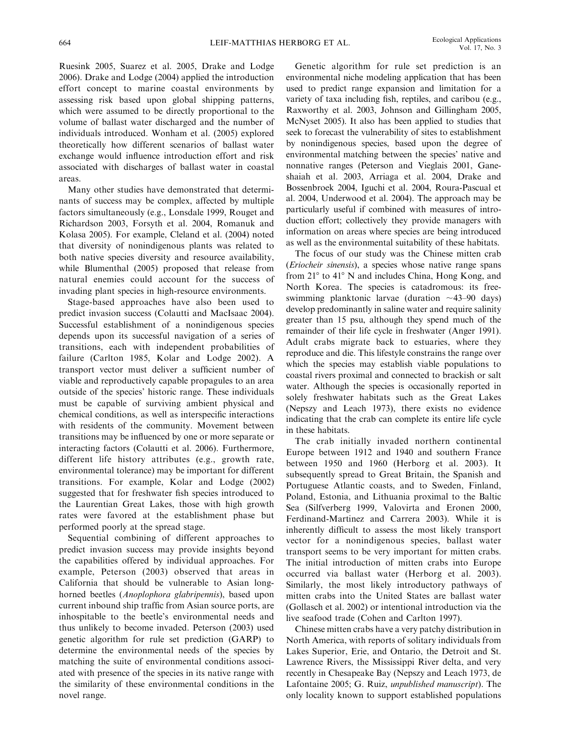Ruesink 2005, Suarez et al. 2005, Drake and Lodge 2006). Drake and Lodge (2004) applied the introduction effort concept to marine coastal environments by assessing risk based upon global shipping patterns, which were assumed to be directly proportional to the volume of ballast water discharged and the number of individuals introduced. Wonham et al. (2005) explored theoretically how different scenarios of ballast water exchange would influence introduction effort and risk associated with discharges of ballast water in coastal areas.

Many other studies have demonstrated that determinants of success may be complex, affected by multiple factors simultaneously (e.g., Lonsdale 1999, Rouget and Richardson 2003, Forsyth et al. 2004, Romanuk and Kolasa 2005). For example, Cleland et al. (2004) noted that diversity of nonindigenous plants was related to both native species diversity and resource availability, while Blumenthal (2005) proposed that release from natural enemies could account for the success of invading plant species in high-resource environments.

Stage-based approaches have also been used to predict invasion success (Colautti and MacIsaac 2004). Successful establishment of a nonindigenous species depends upon its successful navigation of a series of transitions, each with independent probabilities of failure (Carlton 1985, Kolar and Lodge 2002). A transport vector must deliver a sufficient number of viable and reproductively capable propagules to an area outside of the species' historic range. These individuals must be capable of surviving ambient physical and chemical conditions, as well as interspecific interactions with residents of the community. Movement between transitions may be influenced by one or more separate or interacting factors (Colautti et al. 2006). Furthermore, different life history attributes (e.g., growth rate, environmental tolerance) may be important for different transitions. For example, Kolar and Lodge (2002) suggested that for freshwater fish species introduced to the Laurentian Great Lakes, those with high growth rates were favored at the establishment phase but performed poorly at the spread stage.

Sequential combining of different approaches to predict invasion success may provide insights beyond the capabilities offered by individual approaches. For example, Peterson (2003) observed that areas in California that should be vulnerable to Asian long-horned beetles (*Anoplophora glabripennis*), based upon current inbound ship traffic from Asian source ports, are inhospitable to the beetle's environmental needs and thus unlikely to become invaded. Peterson (2003) used genetic algorithm for rule set prediction (GARP) to determine the environmental needs of the species by matching the suite of environmental conditions associated with presence of the species in its native range with the similarity of these environmental conditions in the novel range.

Genetic algorithm for rule set prediction is an environmental niche modeling application that has been used to predict range expansion and limitation for a variety of taxa including fish, reptiles, and caribou (e.g., Raxworthy et al. 2003, Johnson and Gillingham 2005, McNyset 2005). It also has been applied to studies that seek to forecast the vulnerability of sites to establishment by nonindigenous species, based upon the degree of environmental matching between the species' native and nonnative ranges (Peterson and Vieglais 2001, Ganeshaiah et al. 2003, Arriaga et al. 2004, Drake and Bossenbroek 2004, Iguchi et al. 2004, Roura-Pascual et al. 2004, Underwood et al. 2004). The approach may be particularly useful if combined with measures of introduction effort; collectively they provide managers with information on areas where species are being introduced as well as the environmental suitability of these habitats.

The focus of our study was the Chinese mitten crab (*Eriocheir sinensis*), a species whose native range spans from 21° to 41° N and includes China, Hong Kong, and North Korea. The species is catadromous: its free-swimming planktonic larvae (duration ~43–90 days) develop predominantly in saline water and require salinity greater than 15 psu, although they spend much of the remainder of their life cycle in freshwater (Anger 1991). Adult crabs migrate back to estuaries, where they reproduce and die. This lifestyle constrains the range over which the species may establish viable populations to coastal rivers proximal and connected to brackish or salt water. Although the species is occasionally reported in solely freshwater habitats such as the Great Lakes (Nepszy and Leach 1973), there exists no evidence indicating that the crab can complete its entire life cycle in these habitats.

The crab initially invaded northern continental Europe between 1912 and 1940 and southern France between 1950 and 1960 (Herborg et al. 2003). It subsequently spread to Great Britain, the Spanish and Portuguese Atlantic coasts, and to Sweden, Finland, Poland, Estonia, and Lithuania proximal to the Baltic Sea (Silfverberg 1999, Valovirta and Eronen 2000, Ferdinand-Martinez and Carrera 2003). While it is inherently difficult to assess the most likely transport vector for a nonindigenous species, ballast water transport seems to be very important for mitten crabs. The initial introduction of mitten crabs into Europe occurred via ballast water (Herborg et al. 2003). Similarly, the most likely introductory pathways of mitten crabs into the United States are ballast water (Gollasch et al. 2002) or intentional introduction via the live seafood trade (Cohen and Carlton 1997).

Chinese mitten crabs have a very patchy distribution in North America, with reports of solitary individuals from Lakes Superior, Erie, and Ontario, the Detroit and St. Lawrence Rivers, the Mississippi River delta, and very recently in Chesapeake Bay (Nepszy and Leach 1973, de Lafontaine 2005; G. Ruiz, *unpublished manuscript*). The only locality known to support established populations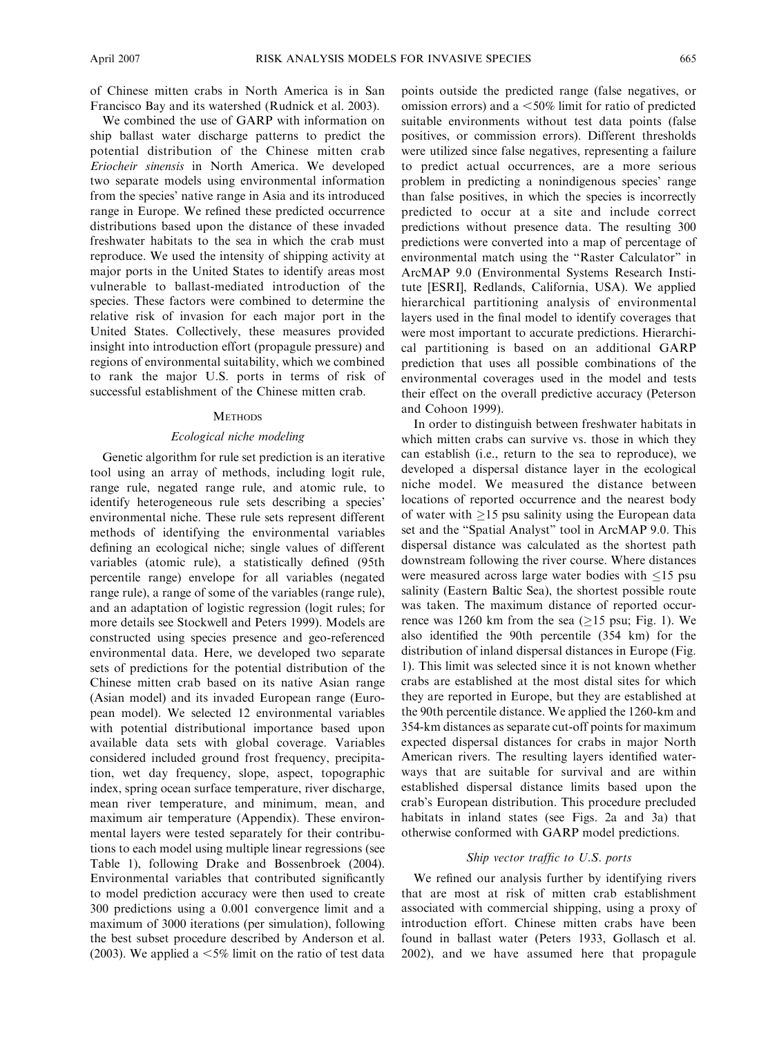of Chinese mitten crabs in North America is in San Francisco Bay and its watershed (Rudnick et al. 2003).

We combined the use of GARP with information on ship ballast water discharge patterns to predict the potential distribution of the Chinese mitten crab *Eriocheir sinensis* in North America. We developed two separate models using environmental information from the species' native range in Asia and its introduced range in Europe. We refined these predicted occurrence distributions based upon the distance of these invaded freshwater habitats to the sea in which the crab must reproduce. We used the intensity of shipping activity at major ports in the United States to identify areas most vulnerable to ballast-mediated introduction of the species. These factors were combined to determine the relative risk of invasion for each major port in the United States. Collectively, these measures provided insight into introduction effort (propagule pressure) and regions of environmental suitability, which we combined to rank the major U.S. ports in terms of risk of successful establishment of the Chinese mitten crab.

## METHODS

### *Ecological niche modeling*

Genetic algorithm for rule set prediction is an iterative tool using an array of methods, including logit rule, range rule, negated range rule, and atomic rule, to identify heterogeneous rule sets describing a species' environmental niche. These rule sets represent different methods of identifying the environmental variables defining an ecological niche; single values of different variables (atomic rule), a statistically defined (95th percentile range) envelope for all variables (negated range rule), a range of some of the variables (range rule), and an adaptation of logistic regression (logit rules; for more details see Stockwell and Peters 1999). Models are constructed using species presence and geo-referenced environmental data. Here, we developed two separate sets of predictions for the potential distribution of the Chinese mitten crab based on its native Asian range (Asian model) and its invaded European range (European model). We selected 12 environmental variables with potential distributional importance based upon available data sets with global coverage. Variables considered included ground frost frequency, precipitation, wet day frequency, slope, aspect, topographic index, spring ocean surface temperature, river discharge, mean river temperature, and minimum, mean, and maximum air temperature (Appendix). These environmental layers were tested separately for their contributions to each model using multiple linear regressions (see Table 1), following Drake and Bossenbroek (2004). Environmental variables that contributed significantly to model prediction accuracy were then used to create 300 predictions using a 0.001 convergence limit and a maximum of 3000 iterations (per simulation), following the best subset procedure described by Anderson et al. (2003). We applied a $<5\%$ limit on the ratio of test data points outside the predicted range (false negatives, or omission errors) and a $<50\%$ limit for ratio of predicted suitable environments without test data points (false positives, or commission errors). Different thresholds were utilized since false negatives, representing a failure to predict actual occurrences, are a more serious problem in predicting a nonindigenous species' range than false positives, in which the species is incorrectly predicted to occur at a site and include correct predictions without presence data. The resulting 300 predictions were converted into a map of percentage of environmental match using the "Raster Calculator" in ArcMAP 9.0 (Environmental Systems Research Institute [ESRI], Redlands, California, USA). We applied hierarchical partitioning analysis of environmental layers used in the final model to identify coverages that were most important to accurate predictions. Hierarchical partitioning is based on an additional GARP prediction that uses all possible combinations of the environmental coverages used in the model and tests their effect on the overall predictive accuracy (Peterson and Cohoon 1999).

In order to distinguish between freshwater habitats in which mitten crabs can survive vs. those in which they can establish (i.e., return to the sea to reproduce), we developed a dispersal distance layer in the ecological niche model. We measured the distance between locations of reported occurrence and the nearest body of water with $\geq$15 psu salinity using the European data set and the "Spatial Analyst" tool in ArcMAP 9.0. This dispersal distance was calculated as the shortest path downstream following the river course. Where distances were measured across large water bodies with $\leq$15 psu salinity (Eastern Baltic Sea), the shortest possible route was taken. The maximum distance of reported occurrence was 1260 km from the sea ($\geq$15 psu; Fig. 1). We also identified the 90th percentile (354 km) for the distribution of inland dispersal distances in Europe (Fig. 1). This limit was selected since it is not known whether crabs are established at the most distal sites for which they are reported in Europe, but they are established at the 90th percentile distance. We applied the 1260-km and 354-km distances as separate cut-off points for maximum expected dispersal distances for crabs in major North American rivers. The resulting layers identified waterways that are suitable for survival and are within established dispersal distance limits based upon the crab's European distribution. This procedure precluded habitats in inland states (see Figs. 2a and 3a) that otherwise conformed with GARP model predictions.

### *Ship vector traffic to U.S. ports*

We refined our analysis further by identifying rivers that are most at risk of mitten crab establishment associated with commercial shipping, using a proxy of introduction effort. Chinese mitten crabs have been found in ballast water (Peters 1933, Gollasch et al. 2002), and we have assumed here that propagule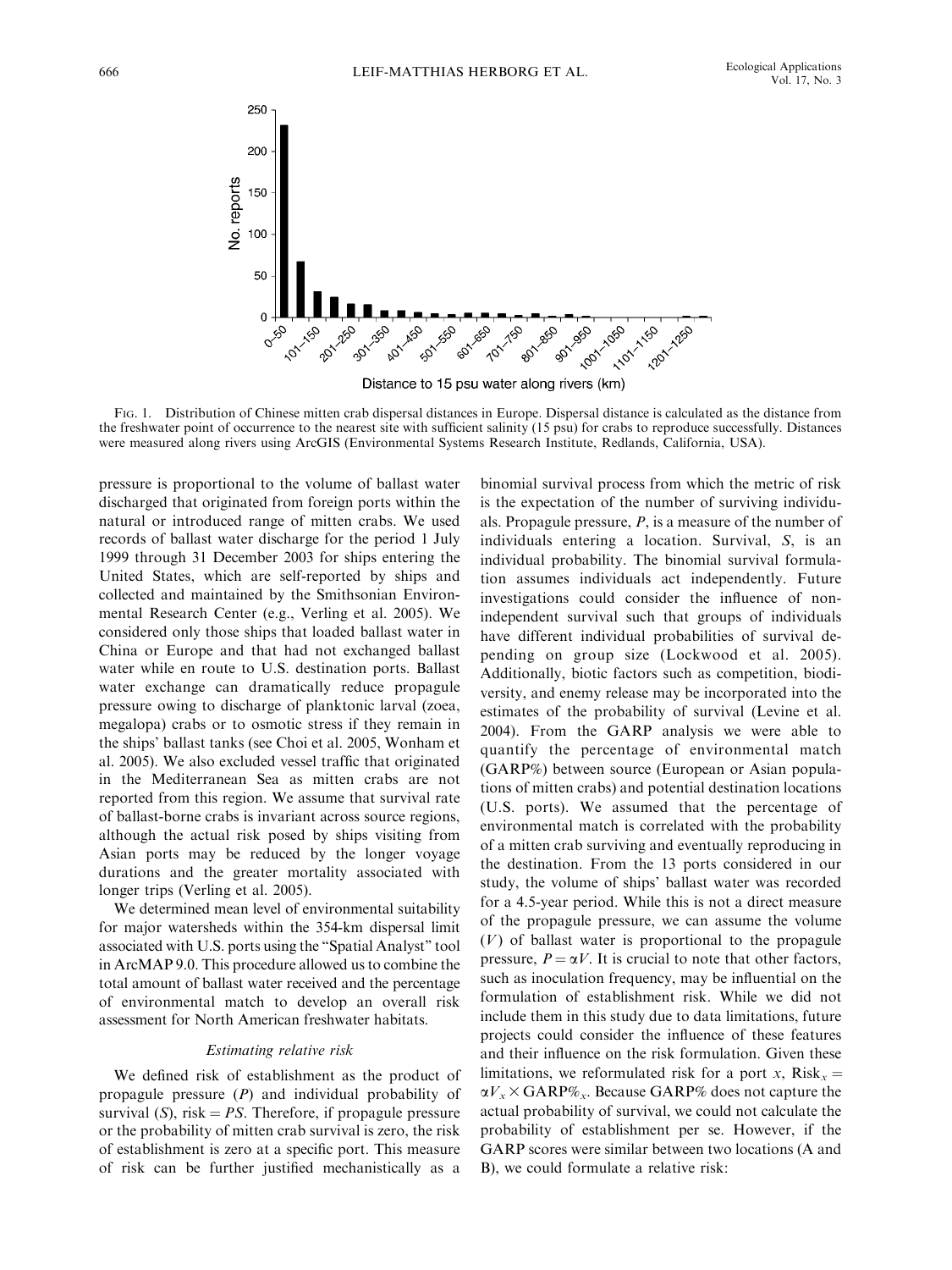FIG. 1. Distribution of Chinese mitten crab dispersal distances in Europe. Dispersal distance is calculated as the distance from the freshwater point of occurrence to the nearest site with sufficient salinity (15 psu) for crabs to reproduce successfully. Distances were measured along rivers using ArcGIS (Environmental Systems Research Institute, Redlands, California, USA).

pressure is proportional to the volume of ballast water discharged that originated from foreign ports within the natural or introduced range of mitten crabs. We used records of ballast water discharge for the period 1 July 1999 through 31 December 2003 for ships entering the United States, which are self-reported by ships and collected and maintained by the Smithsonian Environmental Research Center (e.g., Verling et al. 2005). We considered only those ships that loaded ballast water in China or Europe and that had not exchanged ballast water while en route to U.S. destination ports. Ballast water exchange can dramatically reduce propagule pressure owing to discharge of planktonic larval (zoea, megalopa) crabs or to osmotic stress if they remain in the ships' ballast tanks (see Choi et al. 2005, Wonham et al. 2005). We also excluded vessel traffic that originated in the Mediterranean Sea as mitten crabs are not reported from this region. We assume that survival rate of ballast-borne crabs is invariant across source regions, although the actual risk posed by ships visiting from Asian ports may be reduced by the longer voyage durations and the greater mortality associated with longer trips (Verling et al. 2005).

We determined mean level of environmental suitability for major watersheds within the 354-km dispersal limit associated with U.S. ports using the "Spatial Analyst" tool in ArcMAP 9.0. This procedure allowed us to combine the total amount of ballast water received and the percentage of environmental match to develop an overall risk assessment for North American freshwater habitats.

### *Estimating relative risk*

We defined risk of establishment as the product of propagule pressure ($P$) and individual probability of survival ($S$), risk $= PS$. Therefore, if propagule pressure or the probability of mitten crab survival is zero, the risk of establishment is zero at a specific port. This measure of risk can be further justified mechanistically as a binomial survival process from which the metric of risk is the expectation of the number of surviving individuals. Propagule pressure, $P$, is a measure of the number of individuals entering a location. Survival, $S$, is an individual probability. The binomial survival formulation assumes individuals act independently. Future investigations could consider the influence of non-independent survival such that groups of individuals have different individual probabilities of survival depending on group size (Lockwood et al. 2005). Additionally, biotic factors such as competition, biodiversity, and enemy release may be incorporated into the estimates of the probability of survival (Levine et al. 2004). From the GARP analysis we were able to quantify the percentage of environmental match (GARP%) between source (European or Asian populations of mitten crabs) and potential destination locations (U.S. ports). We assumed that the percentage of environmental match is correlated with the probability of a mitten crab surviving and eventually reproducing in the destination. From the 13 ports considered in our study, the volume of ships' ballast water was recorded for a 4.5-year period. While this is not a direct measure of the propagule pressure, we can assume the volume ($V$) of ballast water is proportional to the propagule pressure, $P = \alpha V$. It is crucial to note that other factors, such as inoculation frequency, may be influential on the formulation of establishment risk. While we did not include them in this study due to data limitations, future projects could consider the influence of these features and their influence on the risk formulation. Given these limitations, we reformulated risk for a port $x$, $\text{Risk}_x = \alpha V_x \times \text{GARP}\%_x$. Because GARP% does not capture the actual probability of survival, we could not calculate the probability of establishment per se. However, if the GARP scores were similar between two locations (A and B), we could formulate a relative risk: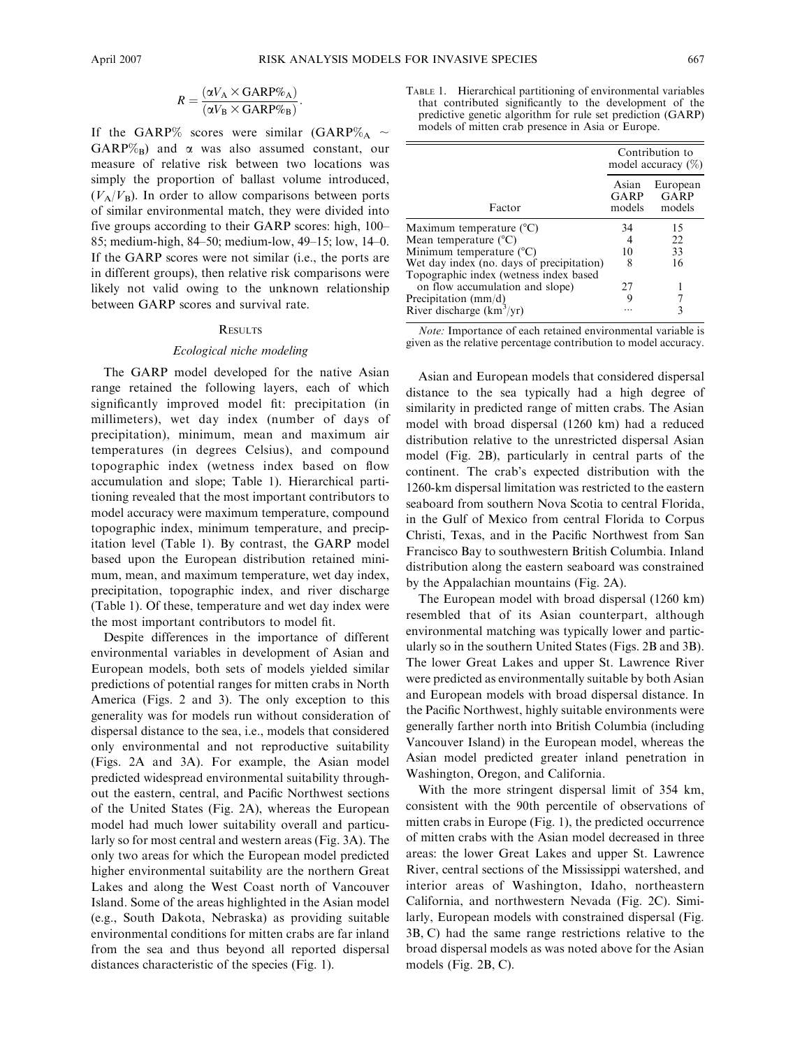$$R = \frac{(\alpha V_A \times \text{GARP}\%_A)}{(\alpha V_B \times \text{GARP}\%_B)}.$$

If the GARP% scores were similar ($\text{GARP}\%_A \sim \text{GARP}\%_B$) and $\alpha$ was also assumed constant, our measure of relative risk between two locations was simply the proportion of ballast volume introduced, ($V_A/V_B$). In order to allow comparisons between ports of similar environmental match, they were divided into five groups according to their GARP scores: high, 100–85; medium-high, 84–50; medium-low, 49–15; low, 14–0. If the GARP scores were not similar (i.e., the ports are in different groups), then relative risk comparisons were likely not valid owing to the unknown relationship between GARP scores and survival rate.

## Results

### Ecological niche modeling

The GARP model developed for the native Asian range retained the following layers, each of which significantly improved model fit: precipitation (in millimeters), wet day index (number of days of precipitation), minimum, mean and maximum air temperatures (in degrees Celsius), and compound topographic index (wetness index based on flow accumulation and slope; Table 1). Hierarchical partitioning revealed that the most important contributors to model accuracy were maximum temperature, compound topographic index, minimum temperature, and precipitation level (Table 1). By contrast, the GARP model based upon the European distribution retained minimum, mean, and maximum temperature, wet day index, precipitation, topographic index, and river discharge (Table 1). Of these, temperature and wet day index were the most important contributors to model fit.

Despite differences in the importance of different environmental variables in development of Asian and European models, both sets of models yielded similar predictions of potential ranges for mitten crabs in North America (Figs. 2 and 3). The only exception to this generality was for models run without consideration of dispersal distance to the sea, i.e., models that considered only environmental and not reproductive suitability (Figs. 2A and 3A). For example, the Asian model predicted widespread environmental suitability throughout the eastern, central, and Pacific Northwest sections of the United States (Fig. 2A), whereas the European model had much lower suitability overall and particularly so for most central and western areas (Fig. 3A). The only two areas for which the European model predicted higher environmental suitability are the northern Great Lakes and along the West Coast north of Vancouver Island. Some of the areas highlighted in the Asian model (e.g., South Dakota, Nebraska) as providing suitable environmental conditions for mitten crabs are far inland from the sea and thus beyond all reported dispersal distances characteristic of the species (Fig. 1).

Table 1. Hierarchical partitioning of environmental variables that contributed significantly to the development of the predictive genetic algorithm for rule set prediction (GARP) models of mitten crab presence in Asia or Europe.

| Factor | Contribution to model accuracy (%) | |
|---|---|---|
| | Asian GARP models | European GARP models |
| Maximum temperature (°C) | 34 | 15 |
| Mean temperature (°C) | 4 | 22 |
| Minimum temperature (°C) | 10 | 33 |
| Wet day index (no. days of precipitation) | 8 | 16 |
| Topographic index (wetness index based on flow accumulation and slope) | 27 | 1 |
| Precipitation (mm/d) | 9 | 7 |
| River discharge ($\text{km}^3$/yr) | ··· | 3 |

*Note:* Importance of each retained environmental variable is given as the relative percentage contribution to model accuracy.

Asian and European models that considered dispersal distance to the sea typically had a high degree of similarity in predicted range of mitten crabs. The Asian model with broad dispersal (1260 km) had a reduced distribution relative to the unrestricted dispersal Asian model (Fig. 2B), particularly in central parts of the continent. The crab's expected distribution with the 1260-km dispersal limitation was restricted to the eastern seaboard from southern Nova Scotia to central Florida, in the Gulf of Mexico from central Florida to Corpus Christi, Texas, and in the Pacific Northwest from San Francisco Bay to southwestern British Columbia. Inland distribution along the eastern seaboard was constrained by the Appalachian mountains (Fig. 2A).

The European model with broad dispersal (1260 km) resembled that of its Asian counterpart, although environmental matching was typically lower and particularly so in the southern United States (Figs. 2B and 3B). The lower Great Lakes and upper St. Lawrence River were predicted as environmentally suitable by both Asian and European models with broad dispersal distance. In the Pacific Northwest, highly suitable environments were generally farther north into British Columbia (including Vancouver Island) in the European model, whereas the Asian model predicted greater inland penetration in Washington, Oregon, and California.

With the more stringent dispersal limit of 354 km, consistent with the 90th percentile of observations of mitten crabs in Europe (Fig. 1), the predicted occurrence of mitten crabs with the Asian model decreased in three areas: the lower Great Lakes and upper St. Lawrence River, central sections of the Mississippi watershed, and interior areas of Washington, Idaho, northeastern California, and northwestern Nevada (Fig. 2C). Similarly, European models with constrained dispersal (Fig. 3B, C) had the same range restrictions relative to the broad dispersal models as was noted above for the Asian models (Fig. 2B, C).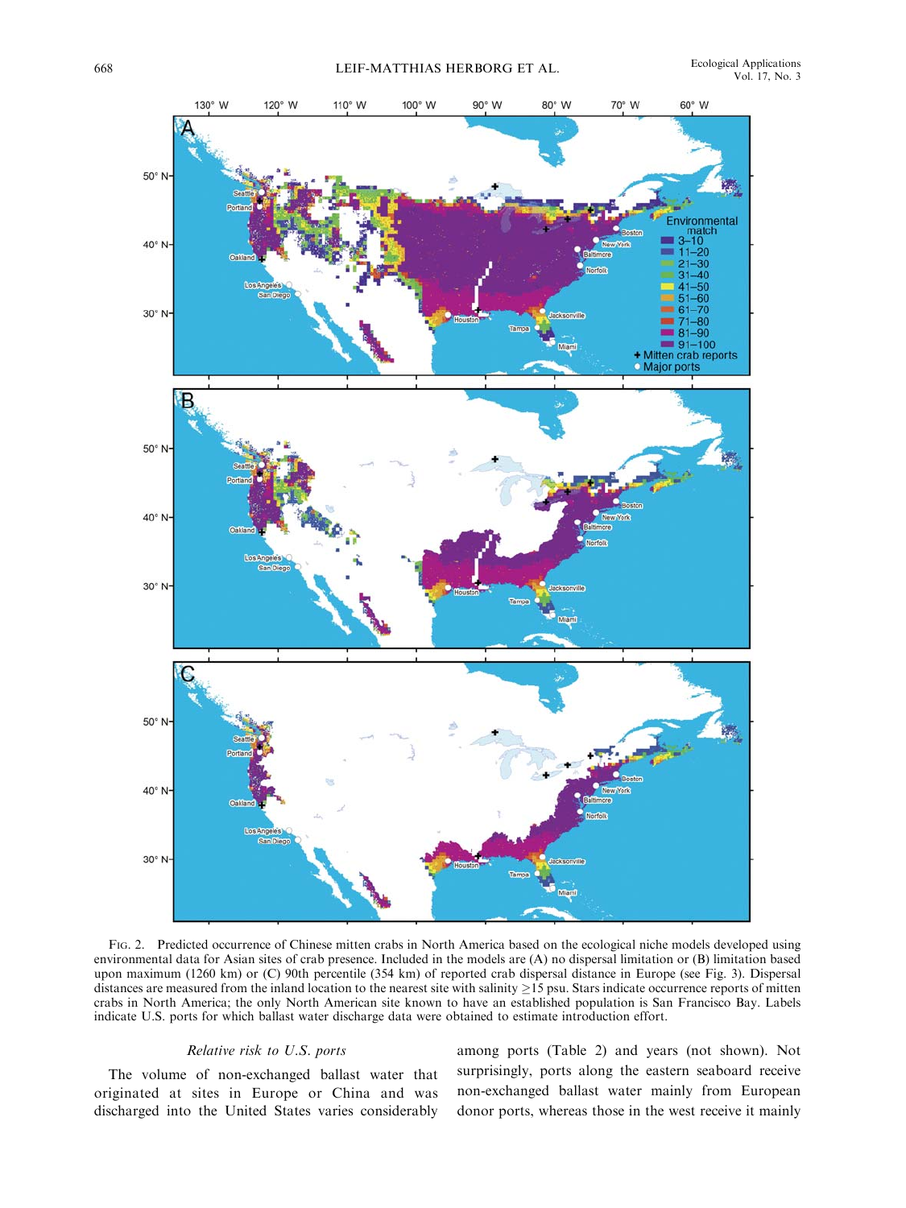FIG. 2. Predicted occurrence of Chinese mitten crabs in North America based on the ecological niche models developed using environmental data for Asian sites of crab presence. Included in the models are (A) no dispersal limitation or (B) limitation based upon maximum (1260 km) or (C) 90th percentile (354 km) of reported crab dispersal distance in Europe (see Fig. 3). Dispersal distances are measured from the inland location to the nearest site with salinity ≥15 psu. Stars indicate occurrence reports of mitten crabs in North America; the only North American site known to have an established population is San Francisco Bay. Labels indicate U.S. ports for which ballast water discharge data were obtained to estimate introduction effort.

*Relative risk to U.S. ports*

The volume of non-exchanged ballast water that originated at sites in Europe or China and was discharged into the United States varies considerably among ports (Table 2) and years (not shown). Not surprisingly, ports along the eastern seaboard receive non-exchanged ballast water mainly from European donor ports, whereas those in the west receive it mainly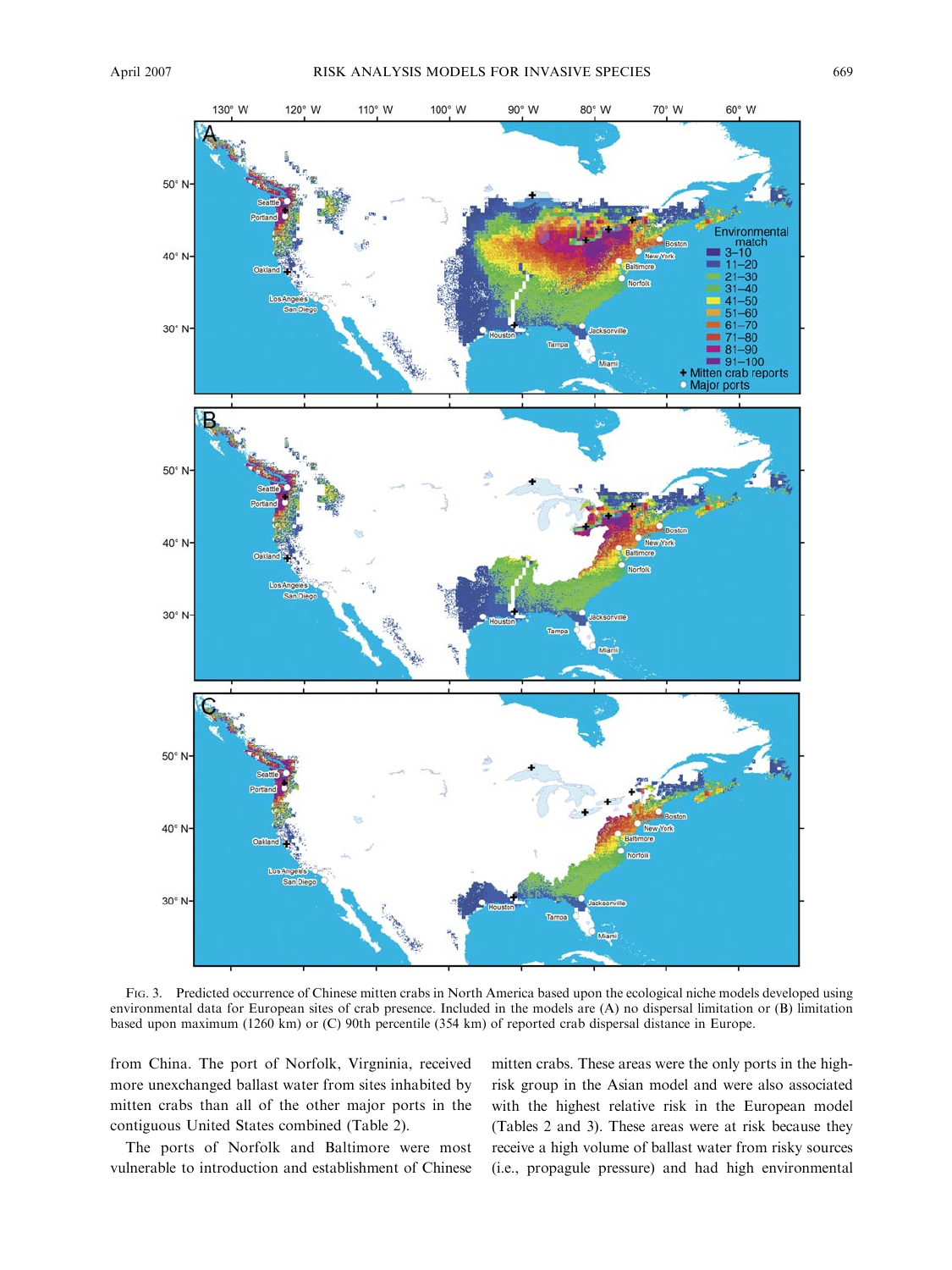FIG. 3. Predicted occurrence of Chinese mitten crabs in North America based upon the ecological niche models developed using environmental data for European sites of crab presence. Included in the models are (A) no dispersal limitation or (B) limitation based upon maximum (1260 km) or (C) 90th percentile (354 km) of reported crab dispersal distance in Europe.

from China. The port of Norfolk, Virgninia, received more unexchanged ballast water from sites inhabited by mitten crabs than all of the other major ports in the contiguous United States combined (Table 2).

The ports of Norfolk and Baltimore were most vulnerable to introduction and establishment of Chinese mitten crabs. These areas were the only ports in the high-risk group in the Asian model and were also associated with the highest relative risk in the European model (Tables 2 and 3). These areas were at risk because they receive a high volume of ballast water from risky sources (i.e., propagule pressure) and had high environmental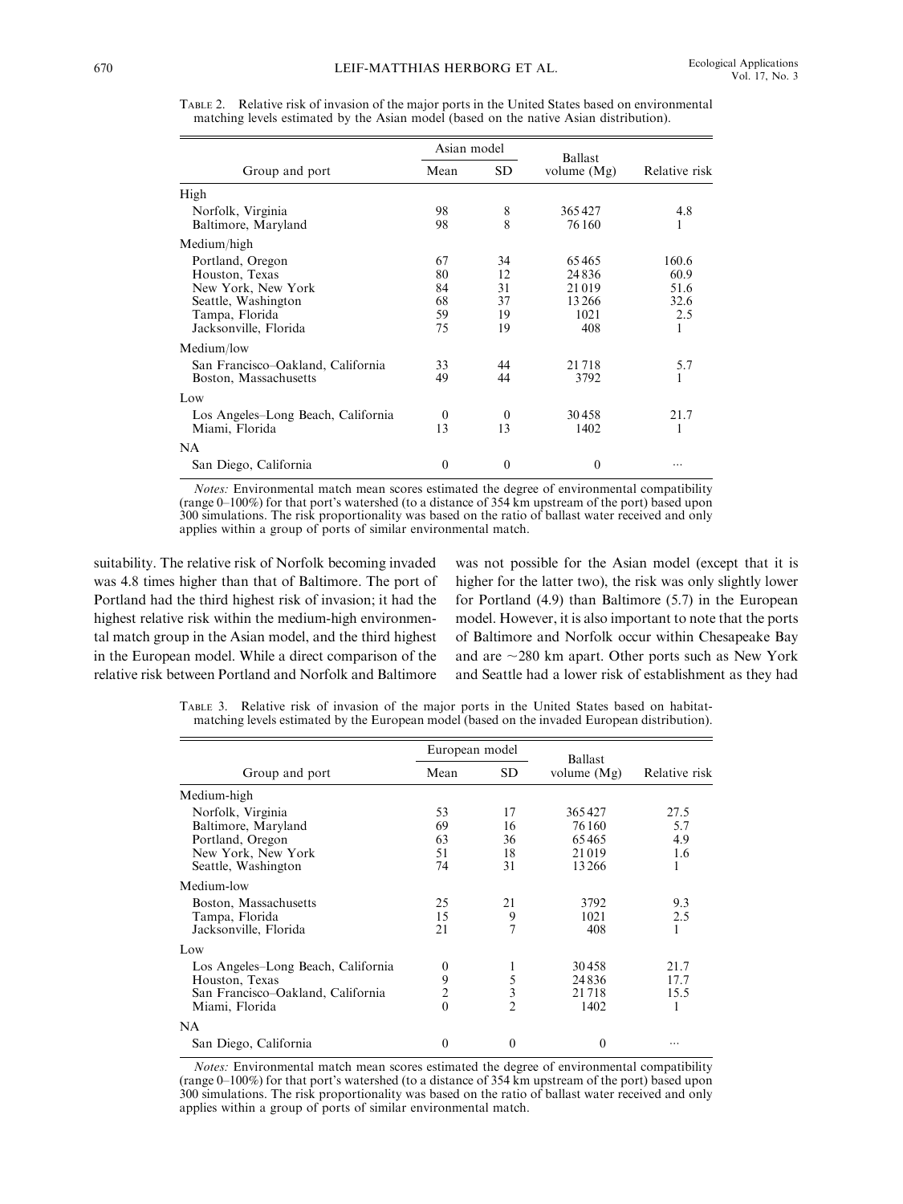Table 2. Relative risk of invasion of the major ports in the United States based on environmental matching levels estimated by the Asian model (based on the native Asian distribution).

| Group and port | Asian model | | Ballast volume (Mg) | Relative risk |
|---|---|---|---|---|
| | Mean | SD | | |
| High | | | | |
| Norfolk, Virginia | 98 | 8 | 365 427 | 4.8 |
| Baltimore, Maryland | 98 | 8 | 76 160 | 1 |
| Medium/high | | | | |
| Portland, Oregon | 67 | 34 | 65 465 | 160.6 |
| Houston, Texas | 80 | 12 | 24 836 | 60.9 |
| New York, New York | 84 | 31 | 21 019 | 51.6 |
| Seattle, Washington | 68 | 37 | 13 266 | 32.6 |
| Tampa, Florida | 59 | 19 | 1021 | 2.5 |
| Jacksonville, Florida | 75 | 19 | 408 | 1 |
| Medium/low | | | | |
| San Francisco–Oakland, California | 33 | 44 | 21 718 | 5.7 |
| Boston, Massachusetts | 49 | 44 | 3792 | 1 |
| Low | | | | |
| Los Angeles–Long Beach, California | 0 | 0 | 30 458 | 21.7 |
| Miami, Florida | 13 | 13 | 1402 | 1 |
| NA | | | | |
| San Diego, California | 0 | 0 | 0 | … |

*Notes:* Environmental match mean scores estimated the degree of environmental compatibility (range 0–100%) for that port's watershed (to a distance of 354 km upstream of the port) based upon 300 simulations. The risk proportionality was based on the ratio of ballast water received and only applies within a group of ports of similar environmental match.

suitability. The relative risk of Norfolk becoming invaded was 4.8 times higher than that of Baltimore. The port of Portland had the third highest risk of invasion; it had the highest relative risk within the medium-high environmental match group in the Asian model, and the third highest in the European model. While a direct comparison of the relative risk between Portland and Norfolk and Baltimore was not possible for the Asian model (except that it is higher for the latter two), the risk was only slightly lower for Portland (4.9) than Baltimore (5.7) in the European model. However, it is also important to note that the ports of Baltimore and Norfolk occur within Chesapeake Bay and are ~280 km apart. Other ports such as New York and Seattle had a lower risk of establishment as they had

Table 3. Relative risk of invasion of the major ports in the United States based on habitat-matching levels estimated by the European model (based on the invaded European distribution).

| Group and port | European model | | Ballast volume (Mg) | Relative risk |
|---|---|---|---|---|
| | Mean | SD | | |
| Medium-high | | | | |
| Norfolk, Virginia | 53 | 17 | 365 427 | 27.5 |
| Baltimore, Maryland | 69 | 16 | 76 160 | 5.7 |
| Portland, Oregon | 63 | 36 | 65 465 | 4.9 |
| New York, New York | 51 | 18 | 21 019 | 1.6 |
| Seattle, Washington | 74 | 31 | 13 266 | 1 |
| Medium-low | | | | |
| Boston, Massachusetts | 25 | 21 | 3792 | 9.3 |
| Tampa, Florida | 15 | 9 | 1021 | 2.5 |
| Jacksonville, Florida | 21 | 7 | 408 | 1 |
| Low | | | | |
| Los Angeles–Long Beach, California | 0 | 1 | 30 458 | 21.7 |
| Houston, Texas | 9 | 5 | 24 836 | 17.7 |
| San Francisco–Oakland, California | 2 | 3 | 21 718 | 15.5 |
| Miami, Florida | 0 | 2 | 1402 | 1 |
| NA | | | | |
| San Diego, California | 0 | 0 | 0 | … |

*Notes:* Environmental match mean scores estimated the degree of environmental compatibility (range 0–100%) for that port's watershed (to a distance of 354 km upstream of the port) based upon 300 simulations. The risk proportionality was based on the ratio of ballast water received and only applies within a group of ports of similar environmental match.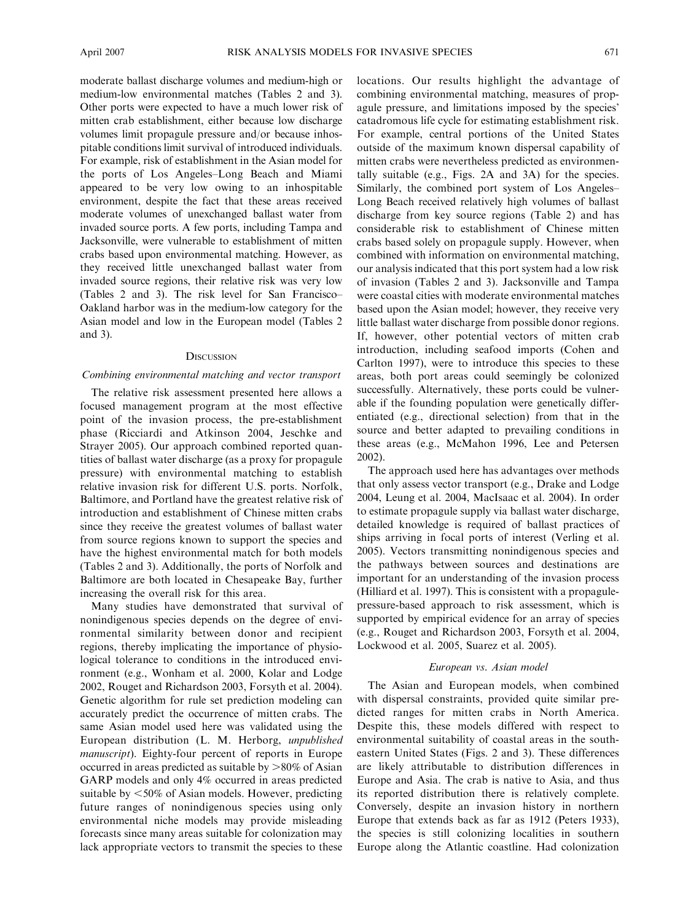moderate ballast discharge volumes and medium-high or medium-low environmental matches (Tables 2 and 3). Other ports were expected to have a much lower risk of mitten crab establishment, either because low discharge volumes limit propagule pressure and/or because inhospitable conditions limit survival of introduced individuals. For example, risk of establishment in the Asian model for the ports of Los Angeles–Long Beach and Miami appeared to be very low owing to an inhospitable environment, despite the fact that these areas received moderate volumes of unexchanged ballast water from invaded source ports. A few ports, including Tampa and Jacksonville, were vulnerable to establishment of mitten crabs based upon environmental matching. However, as they received little unexchanged ballast water from invaded source regions, their relative risk was very low (Tables 2 and 3). The risk level for San Francisco–Oakland harbor was in the medium-low category for the Asian model and low in the European model (Tables 2 and 3).

## Discussion

### *Combining environmental matching and vector transport*

The relative risk assessment presented here allows a focused management program at the most effective point of the invasion process, the pre-establishment phase (Ricciardi and Atkinson 2004, Jeschke and Strayer 2005). Our approach combined reported quantities of ballast water discharge (as a proxy for propagule pressure) with environmental matching to establish relative invasion risk for different U.S. ports. Norfolk, Baltimore, and Portland have the greatest relative risk of introduction and establishment of Chinese mitten crabs since they receive the greatest volumes of ballast water from source regions known to support the species and have the highest environmental match for both models (Tables 2 and 3). Additionally, the ports of Norfolk and Baltimore are both located in Chesapeake Bay, further increasing the overall risk for this area.

Many studies have demonstrated that survival of nonindigenous species depends on the degree of environmental similarity between donor and recipient regions, thereby implicating the importance of physiological tolerance to conditions in the introduced environment (e.g., Wonham et al. 2000, Kolar and Lodge 2002, Rouget and Richardson 2003, Forsyth et al. 2004). Genetic algorithm for rule set prediction modeling can accurately predict the occurrence of mitten crabs. The same Asian model used here was validated using the European distribution (L. M. Herborg, *unpublished manuscript*). Eighty-four percent of reports in Europe occurred in areas predicted as suitable by >80% of Asian GARP models and only 4% occurred in areas predicted suitable by <50% of Asian models. However, predicting future ranges of nonindigenous species using only environmental niche models may provide misleading forecasts since many areas suitable for colonization may lack appropriate vectors to transmit the species to these locations. Our results highlight the advantage of combining environmental matching, measures of propagule pressure, and limitations imposed by the species' catadromous life cycle for estimating establishment risk. For example, central portions of the United States outside of the maximum known dispersal capability of mitten crabs were nevertheless predicted as environmentally suitable (e.g., Figs. 2A and 3A) for the species. Similarly, the combined port system of Los Angeles–Long Beach received relatively high volumes of ballast discharge from key source regions (Table 2) and has considerable risk to establishment of Chinese mitten crabs based solely on propagule supply. However, when combined with information on environmental matching, our analysis indicated that this port system had a low risk of invasion (Tables 2 and 3). Jacksonville and Tampa were coastal cities with moderate environmental matches based upon the Asian model; however, they receive very little ballast water discharge from possible donor regions. If, however, other potential vectors of mitten crab introduction, including seafood imports (Cohen and Carlton 1997), were to introduce this species to these areas, both port areas could seemingly be colonized successfully. Alternatively, these ports could be vulnerable if the founding population were genetically differentiated (e.g., directional selection) from that in the source and better adapted to prevailing conditions in these areas (e.g., McMahon 1996, Lee and Petersen 2002).

The approach used here has advantages over methods that only assess vector transport (e.g., Drake and Lodge 2004, Leung et al. 2004, MacIsaac et al. 2004). In order to estimate propagule supply via ballast water discharge, detailed knowledge is required of ballast practices of ships arriving in focal ports of interest (Verling et al. 2005). Vectors transmitting nonindigenous species and the pathways between sources and destinations are important for an understanding of the invasion process (Hilliard et al. 1997). This is consistent with a propagule-pressure-based approach to risk assessment, which is supported by empirical evidence for an array of species (e.g., Rouget and Richardson 2003, Forsyth et al. 2004, Lockwood et al. 2005, Suarez et al. 2005).

### *European vs. Asian model*

The Asian and European models, when combined with dispersal constraints, provided quite similar predicted ranges for mitten crabs in North America. Despite this, these models differed with respect to environmental suitability of coastal areas in the southeastern United States (Figs. 2 and 3). These differences are likely attributable to distribution differences in Europe and Asia. The crab is native to Asia, and thus its reported distribution there is relatively complete. Conversely, despite an invasion history in northern Europe that extends back as far as 1912 (Peters 1933), the species is still colonizing localities in southern Europe along the Atlantic coastline. Had colonization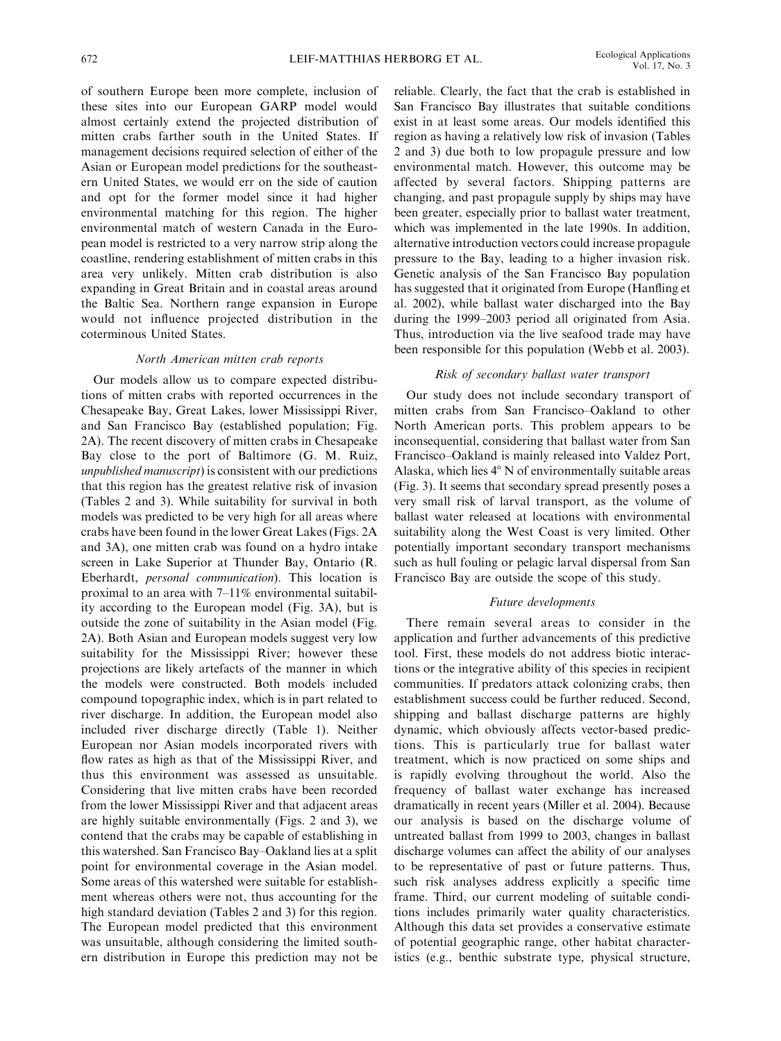of southern Europe been more complete, inclusion of these sites into our European GARP model would almost certainly extend the projected distribution of mitten crabs farther south in the United States. If management decisions required selection of either of the Asian or European model predictions for the southeastern United States, we would err on the side of caution and opt for the former model since it had higher environmental matching for this region. The higher environmental match of western Canada in the European model is restricted to a very narrow strip along the coastline, rendering establishment of mitten crabs in this area very unlikely. Mitten crab distribution is also expanding in Great Britain and in coastal areas around the Baltic Sea. Northern range expansion in Europe would not influence projected distribution in the coterminous United States.

### *North American mitten crab reports*

Our models allow us to compare expected distributions of mitten crabs with reported occurrences in the Chesapeake Bay, Great Lakes, lower Mississippi River, and San Francisco Bay (established population; Fig. 2A). The recent discovery of mitten crabs in Chesapeake Bay close to the port of Baltimore (G. M. Ruiz, *unpublished manuscript*) is consistent with our predictions that this region has the greatest relative risk of invasion (Tables 2 and 3). While suitability for survival in both models was predicted to be very high for all areas where crabs have been found in the lower Great Lakes (Figs. 2A and 3A), one mitten crab was found on a hydro intake screen in Lake Superior at Thunder Bay, Ontario (R. Eberhardt, *personal communication*). This location is proximal to an area with 7–11% environmental suitability according to the European model (Fig. 3A), but is outside the zone of suitability in the Asian model (Fig. 2A). Both Asian and European models suggest very low suitability for the Mississippi River; however these projections are likely artefacts of the manner in which the models were constructed. Both models included compound topographic index, which is in part related to river discharge. In addition, the European model also included river discharge directly (Table 1). Neither European nor Asian models incorporated rivers with flow rates as high as that of the Mississippi River, and thus this environment was assessed as unsuitable. Considering that live mitten crabs have been recorded from the lower Mississippi River and that adjacent areas are highly suitable environmentally (Figs. 2 and 3), we contend that the crabs may be capable of establishing in this watershed. San Francisco Bay–Oakland lies at a split point for environmental coverage in the Asian model. Some areas of this watershed were suitable for establishment whereas others were not, thus accounting for the high standard deviation (Tables 2 and 3) for this region. The European model predicted that this environment was unsuitable, although considering the limited southern distribution in Europe this prediction may not be reliable. Clearly, the fact that the crab is established in San Francisco Bay illustrates that suitable conditions exist in at least some areas. Our models identified this region as having a relatively low risk of invasion (Tables 2 and 3) due both to low propagule pressure and low environmental match. However, this outcome may be affected by several factors. Shipping patterns are changing, and past propagule supply by ships may have been greater, especially prior to ballast water treatment, which was implemented in the late 1990s. In addition, alternative introduction vectors could increase propagule pressure to the Bay, leading to a higher invasion risk. Genetic analysis of the San Francisco Bay population has suggested that it originated from Europe (Hanfling et al. 2002), while ballast water discharged into the Bay during the 1999–2003 period all originated from Asia. Thus, introduction via the live seafood trade may have been responsible for this population (Webb et al. 2003).

### *Risk of secondary ballast water transport*

Our study does not include secondary transport of mitten crabs from San Francisco–Oakland to other North American ports. This problem appears to be inconsequential, considering that ballast water from San Francisco–Oakland is mainly released into Valdez Port, Alaska, which lies 4° N of environmentally suitable areas (Fig. 3). It seems that secondary spread presently poses a very small risk of larval transport, as the volume of ballast water released at locations with environmental suitability along the West Coast is very limited. Other potentially important secondary transport mechanisms such as hull fouling or pelagic larval dispersal from San Francisco Bay are outside the scope of this study.

### *Future developments*

There remain several areas to consider in the application and further advancements of this predictive tool. First, these models do not address biotic interactions or the integrative ability of this species in recipient communities. If predators attack colonizing crabs, then establishment success could be further reduced. Second, shipping and ballast discharge patterns are highly dynamic, which obviously affects vector-based predictions. This is particularly true for ballast water treatment, which is now practiced on some ships and is rapidly evolving throughout the world. Also the frequency of ballast water exchange has increased dramatically in recent years (Miller et al. 2004). Because our analysis is based on the discharge volume of untreated ballast from 1999 to 2003, changes in ballast discharge volumes can affect the ability of our analyses to be representative of past or future patterns. Thus, such risk analyses address explicitly a specific time frame. Third, our current modeling of suitable conditions includes primarily water quality characteristics. Although this data set provides a conservative estimate of potential geographic range, other habitat characteristics (e.g., benthic substrate type, physical structure,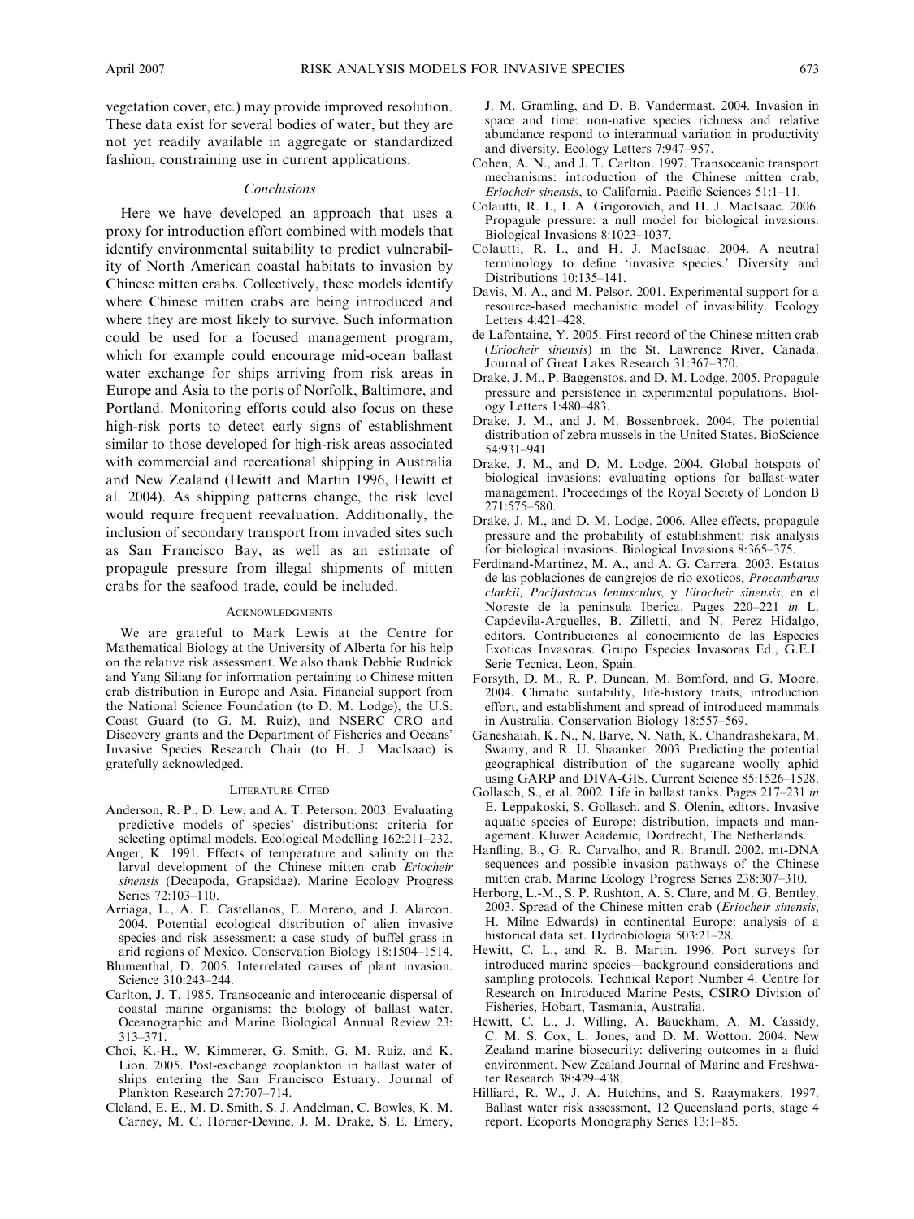vegetation cover, etc.) may provide improved resolution. These data exist for several bodies of water, but they are not yet readily available in aggregate or standardized fashion, constraining use in current applications.

### *Conclusions*

Here we have developed an approach that uses a proxy for introduction effort combined with models that identify environmental suitability to predict vulnerability of North American coastal habitats to invasion by Chinese mitten crabs. Collectively, these models identify where Chinese mitten crabs are being introduced and where they are most likely to survive. Such information could be used for a focused management program, which for example could encourage mid-ocean ballast water exchange for ships arriving from risk areas in Europe and Asia to the ports of Norfolk, Baltimore, and Portland. Monitoring efforts could also focus on these high-risk ports to detect early signs of establishment similar to those developed for high-risk areas associated with commercial and recreational shipping in Australia and New Zealand (Hewitt and Martin 1996, Hewitt et al. 2004). As shipping patterns change, the risk level would require frequent reevaluation. Additionally, the inclusion of secondary transport from invaded sites such as San Francisco Bay, as well as an estimate of propagule pressure from illegal shipments of mitten crabs for the seafood trade, could be included.

## Acknowledgments

We are grateful to Mark Lewis at the Centre for Mathematical Biology at the University of Alberta for his help on the relative risk assessment. We also thank Debbie Rudnick and Yang Siliang for information pertaining to Chinese mitten crab distribution in Europe and Asia. Financial support from the National Science Foundation (to D. M. Lodge), the U.S. Coast Guard (to G. M. Ruiz), and NSERC CRO and Discovery grants and the Department of Fisheries and Oceans' Invasive Species Research Chair (to H. J. MacIsaac) is gratefully acknowledged.

## Literature Cited

Anderson, R. P., D. Lew, and A. T. Peterson. 2003. Evaluating predictive models of species' distributions: criteria for selecting optimal models. Ecological Modelling 162:211–232.

Anger, K. 1991. Effects of temperature and salinity on the larval development of the Chinese mitten crab *Eriocheir sinensis* (Decapoda, Grapsidae). Marine Ecology Progress Series 72:103–110.

Arriaga, L., A. E. Castellanos, E. Moreno, and J. Alarcon. 2004. Potential ecological distribution of alien invasive species and risk assessment: a case study of buffel grass in arid regions of Mexico. Conservation Biology 18:1504–1514.

Blumenthal, D. 2005. Interrelated causes of plant invasion. Science 310:243–244.

Carlton, J. T. 1985. Transoceanic and interoceanic dispersal of coastal marine organisms: the biology of ballast water. Oceanographic and Marine Biological Annual Review 23: 313–371.

Choi, K.-H., W. Kimmerer, G. Smith, G. M. Ruiz, and K. Lion. 2005. Post-exchange zooplankton in ballast water of ships entering the San Francisco Estuary. Journal of Plankton Research 27:707–714.

Cleland, E. E., M. D. Smith, S. J. Andelman, C. Bowles, K. M. Carney, M. C. Horner-Devine, J. M. Drake, S. E. Emery, J. M. Gramling, and D. B. Vandermast. 2004. Invasion in space and time: non-native species richness and relative abundance respond to interannual variation in productivity and diversity. Ecology Letters 7:947–957.

Cohen, A. N., and J. T. Carlton. 1997. Transoceanic transport mechanisms: introduction of the Chinese mitten crab, *Eriocheir sinensis*, to California. Pacific Sciences 51:1–11.

Colautti, R. I., I. A. Grigorovich, and H. J. MacIsaac. 2006. Propagule pressure: a null model for biological invasions. Biological Invasions 8:1023–1037.

Colautti, R. I., and H. J. MacIsaac. 2004. A neutral terminology to define 'invasive species.' Diversity and Distributions 10:135–141.

Davis, M. A., and M. Pelsor. 2001. Experimental support for a resource-based mechanistic model of invasibility. Ecology Letters 4:421–428.

de Lafontaine, Y. 2005. First record of the Chinese mitten crab (*Eriocheir sinensis*) in the St. Lawrence River, Canada. Journal of Great Lakes Research 31:367–370.

Drake, J. M., P. Baggenstos, and D. M. Lodge. 2005. Propagule pressure and persistence in experimental populations. Biology Letters 1:480–483.

Drake, J. M., and J. M. Bossenbroek. 2004. The potential distribution of zebra mussels in the United States. BioScience 54:931–941.

Drake, J. M., and D. M. Lodge. 2004. Global hotspots of biological invasions: evaluating options for ballast-water management. Proceedings of the Royal Society of London B 271:575–580.

Drake, J. M., and D. M. Lodge. 2006. Allee effects, propagule pressure and the probability of establishment: risk analysis for biological invasions. Biological Invasions 8:365–375.

Ferdinand-Martinez, M. A., and A. G. Carrera. 2003. Estatus de las poblaciones de cangrejos de rio exoticos, *Procambarus clarkii, Pacifastacus leniusculus*, y *Eirocheir sinensis*, en el Noreste de la peninsula Iberica. Pages 220–221 *in* L. Capdevila-Arguelles, B. Zilletti, and N. Perez Hidalgo, editors. Contribuciones al conocimiento de las Especies Exoticas Invasoras. Grupo Especies Invasoras Ed., G.E.I. Serie Tecnica, Leon, Spain.

Forsyth, D. M., R. P. Duncan, M. Bomford, and G. Moore. 2004. Climatic suitability, life-history traits, introduction effort, and establishment and spread of introduced mammals in Australia. Conservation Biology 18:557–569.

Ganeshaiah, K. N., N. Barve, N. Nath, K. Chandrashekara, M. Swamy, and R. U. Shaanker. 2003. Predicting the potential geographical distribution of the sugarcane woolly aphid using GARP and DIVA-GIS. Current Science 85:1526–1528.

Gollasch, S., et al. 2002. Life in ballast tanks. Pages 217–231 *in* E. Leppakoski, S. Gollasch, and S. Olenin, editors. Invasive aquatic species of Europe: distribution, impacts and management. Kluwer Academic, Dordrecht, The Netherlands.

Hanfling, B., G. R. Carvalho, and R. Brandl. 2002. mt-DNA sequences and possible invasion pathways of the Chinese mitten crab. Marine Ecology Progress Series 238:307–310.

Herborg, L.-M., S. P. Rushton, A. S. Clare, and M. G. Bentley. 2003. Spread of the Chinese mitten crab (*Eriocheir sinensis*, H. Milne Edwards) in continental Europe: analysis of a historical data set. Hydrobiologia 503:21–28.

Hewitt, C. L., and R. B. Martin. 1996. Port surveys for introduced marine species—background considerations and sampling protocols. Technical Report Number 4. Centre for Research on Introduced Marine Pests, CSIRO Division of Fisheries, Hobart, Tasmania, Australia.

Hewitt, C. L., J. Willing, A. Bauckham, A. M. Cassidy, C. M. S. Cox, L. Jones, and D. M. Wotton. 2004. New Zealand marine biosecurity: delivering outcomes in a fluid environment. New Zealand Journal of Marine and Freshwater Research 38:429–438.

Hilliard, R. W., J. A. Hutchins, and S. Raaymakers. 1997. Ballast water risk assessment, 12 Queensland ports, stage 4 report. Ecoports Monography Series 13:1–85.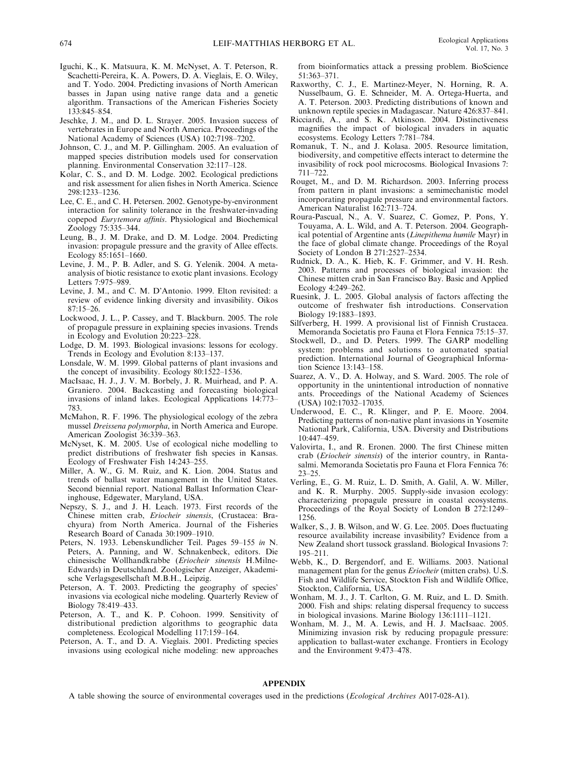Iguchi, K., K. Matsuura, K. M. McNyset, A. T. Peterson, R. Scachetti-Pereira, K. A. Powers, D. A. Vieglais, E. O. Wiley, and T. Yodo. 2004. Predicting invasions of North American basses in Japan using native range data and a genetic algorithm. Transactions of the American Fisheries Society 133:845–854.

Jeschke, J. M., and D. L. Strayer. 2005. Invasion success of vertebrates in Europe and North America. Proceedings of the National Academy of Sciences (USA) 102:7198–7202.

Johnson, C. J., and M. P. Gillingham. 2005. An evaluation of mapped species distribution models used for conservation planning. Environmental Conservation 32:117–128.

Kolar, C. S., and D. M. Lodge. 2002. Ecological predictions and risk assessment for alien fishes in North America. Science 298:1233–1236.

Lee, C. E., and C. H. Petersen. 2002. Genotype-by-environment interaction for salinity tolerance in the freshwater-invading copepod *Eurytemora affinis*. Physiological and Biochemical Zoology 75:335–344.

Leung, B., J. M. Drake, and D. M. Lodge. 2004. Predicting invasion: propagule pressure and the gravity of Allee effects. Ecology 85:1651–1660.

Levine, J. M., P. B. Adler, and S. G. Yelenik. 2004. A meta-analysis of biotic resistance to exotic plant invasions. Ecology Letters 7:975–989.

Levine, J. M., and C. M. D'Antonio. 1999. Elton revisited: a review of evidence linking diversity and invasibility. Oikos 87:15–26.

Lockwood, J. L., P. Cassey, and T. Blackburn. 2005. The role of propagule pressure in explaining species invasions. Trends in Ecology and Evolution 20:223–228.

Lodge, D. M. 1993. Biological invasions: lessons for ecology. Trends in Ecology and Evolution 8:133–137.

Lonsdale, W. M. 1999. Global patterns of plant invasions and the concept of invasibility. Ecology 80:1522–1536.

MacIsaac, H. J., J. V. M. Borbely, J. R. Muirhead, and P. A. Graniero. 2004. Backcasting and forecasting biological invasions of inland lakes. Ecological Applications 14:773–783.

McMahon, R. F. 1996. The physiological ecology of the zebra mussel *Dreissena polymorpha*, in North America and Europe. American Zoologist 36:339–363.

McNyset, K. M. 2005. Use of ecological niche modelling to predict distributions of freshwater fish species in Kansas. Ecology of Freshwater Fish 14:243–255.

Miller, A. W., G. M. Ruiz, and K. Lion. 2004. Status and trends of ballast water management in the United States. Second biennial report. National Ballast Information Clearinghouse, Edgewater, Maryland, USA.

Nepszy, S. J., and J. H. Leach. 1973. First records of the Chinese mitten crab, *Eriocheir sinensis*, (Crustacea: Brachyura) from North America. Journal of the Fisheries Research Board of Canada 30:1909–1910.

Peters, N. 1933. Lebenskundlicher Teil. Pages 59–155 *in* N. Peters, A. Panning, and W. Schnakenbeck, editors. Die chinesische Wollhandkrabbe (*Eriocheir sinensis* H.Milne-Edwards) in Deutschland. Zoologischer Anzeiger, Akademische Verlagsgesellschaft M.B.H., Leipzig.

Peterson, A. T. 2003. Predicting the geography of species' invasions via ecological niche modeling. Quarterly Review of Biology 78:419–433.

Peterson, A. T., and K. P. Cohoon. 1999. Sensitivity of distributional prediction algorithms to geographic data completeness. Ecological Modelling 117:159–164.

Peterson, A. T., and D. A. Vieglais. 2001. Predicting species invasions using ecological niche modeling: new approaches from bioinformatics attack a pressing problem. BioScience 51:363–371.

Raxworthy, C. J., E. Martinez-Meyer, N. Horning, R. A. Nusselbaum, G. E. Schneider, M. A. Ortega-Huerta, and A. T. Peterson. 2003. Predicting distributions of known and unknown reptile species in Madagascar. Nature 426:837–841.

Ricciardi, A., and S. K. Atkinson. 2004. Distinctiveness magnifies the impact of biological invaders in aquatic ecosystems. Ecology Letters 7:781–784.

Romanuk, T. N., and J. Kolasa. 2005. Resource limitation, biodiversity, and competitive effects interact to determine the invasibility of rock pool microcosms. Biological Invasions 7: 711–722.

Rouget, M., and D. M. Richardson. 2003. Inferring process from pattern in plant invasions: a semimechanistic model incorporating propagule pressure and environmental factors. American Naturalist 162:713–724.

Roura-Pascual, N., A. V. Suarez, C. Gomez, P. Pons, Y. Touyama, A. L. Wild, and A. T. Peterson. 2004. Geographical potential of Argentine ants (*Linepithema humile* Mayr) in the face of global climate change. Proceedings of the Royal Society of London B 271:2527–2534.

Rudnick, D. A., K. Hieb, K. F. Grimmer, and V. H. Resh. 2003. Patterns and processes of biological invasion: the Chinese mitten crab in San Francisco Bay. Basic and Applied Ecology 4:249–262.

Ruesink, J. L. 2005. Global analysis of factors affecting the outcome of freshwater fish introductions. Conservation Biology 19:1883–1893.

Silfverberg, H. 1999. A provisional list of Finnish Crustacea. Memoranda Societatis pro Fauna et Flora Fennica 75:15–37.

Stockwell, D., and D. Peters. 1999. The GARP modelling system: problems and solutions to automated spatial prediction. International Journal of Geographical Information Science 13:143–158.

Suarez, A. V., D. A. Holway, and S. Ward. 2005. The role of opportunity in the unintentional introduction of nonnative ants. Proceedings of the National Academy of Sciences (USA) 102:17032–17035.

Underwood, E. C., R. Klinger, and P. E. Moore. 2004. Predicting patterns of non-native plant invasions in Yosemite National Park, California, USA. Diversity and Distributions 10:447–459.

Valovirta, I., and R. Eronen. 2000. The first Chinese mitten crab (*Eriocheir sinensis*) of the interior country, in Rantasalmi. Memoranda Societatis pro Fauna et Flora Fennica 76: 23–25.

Verling, E., G. M. Ruiz, L. D. Smith, A. Galil, A. W. Miller, and K. R. Murphy. 2005. Supply-side invasion ecology: characterizing propagule pressure in coastal ecosystems. Proceedings of the Royal Society of London B 272:1249–1256.

Walker, S., J. B. Wilson, and W. G. Lee. 2005. Does fluctuating resource availability increase invasibility? Evidence from a New Zealand short tussock grassland. Biological Invasions 7: 195–211.

Webb, K., D. Bergendorf, and E. Williams. 2003. National management plan for the genus *Eriocheir* (mitten crabs). U.S. Fish and Wildlife Service, Stockton Fish and Wildlife Office, Stockton, California, USA.

Wonham, M. J., J. T. Carlton, G. M. Ruiz, and L. D. Smith. 2000. Fish and ships: relating dispersal frequency to success in biological invasions. Marine Biology 136:1111–1121.

Wonham, M. J., M. A. Lewis, and H. J. MacIsaac. 2005. Minimizing invasion risk by reducing propagule pressure: application to ballast-water exchange. Frontiers in Ecology and the Environment 9:473–478.

## APPENDIX

A table showing the source of environmental coverages used in the predictions (*Ecological Archives* A017-028-A1).